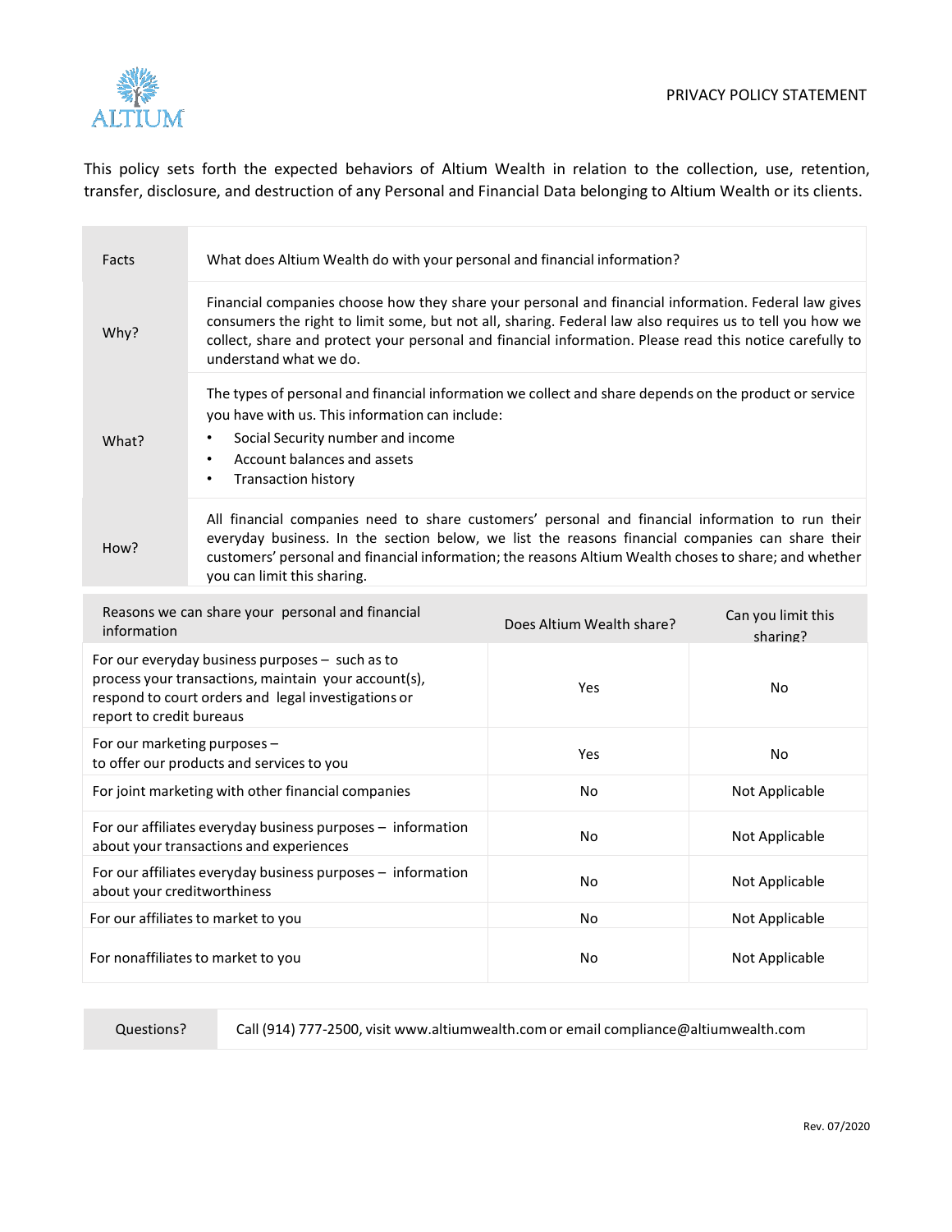ALTIUM

# PRIVACY POLICY STATEMENT

This policy sets forth the expected behaviors of Altium Wealth in relation to the collection, use, retention, transfer, disclosure, and destruction of any Personal and Financial Data belonging to Altium Wealth or its clients.

| Facts | What does Altium Wealth do with your personal and financial information? |
|---|---|
| Why? | Financial companies choose how they share your personal and financial information. Federal law gives consumers the right to limit some, but not all, sharing. Federal law also requires us to tell you how we collect, share and protect your personal and financial information. Please read this notice carefully to understand what we do. |
| What? | The types of personal and financial information we collect and share depends on the product or service you have with us. This information can include:<br>• Social Security number and income<br>• Account balances and assets<br>• Transaction history |
| How? | All financial companies need to share customers' personal and financial information to run their everyday business. In the section below, we list the reasons financial companies can share their customers' personal and financial information; the reasons Altium Wealth choses to share; and whether you can limit this sharing. |

| Reasons we can share your personal and financial information | Does Altium Wealth share? | Can you limit this sharing? |
|---|---|---|
| For our everyday business purposes – such as to process your transactions, maintain your account(s), respond to court orders and legal investigations or report to credit bureaus | Yes | No |
| For our marketing purposes – to offer our products and services to you | Yes | No |
| For joint marketing with other financial companies | No | Not Applicable |
| For our affiliates everyday business purposes – information about your transactions and experiences | No | Not Applicable |
| For our affiliates everyday business purposes – information about your creditworthiness | No | Not Applicable |
| For our affiliates to market to you | No | Not Applicable |
| For nonaffiliates to market to you | No | Not Applicable |

| Questions? | Call (914) 777-2500, visit www.altiumwealth.com or email compliance@altiumwealth.com |
|---|---|

Rev. 07/2020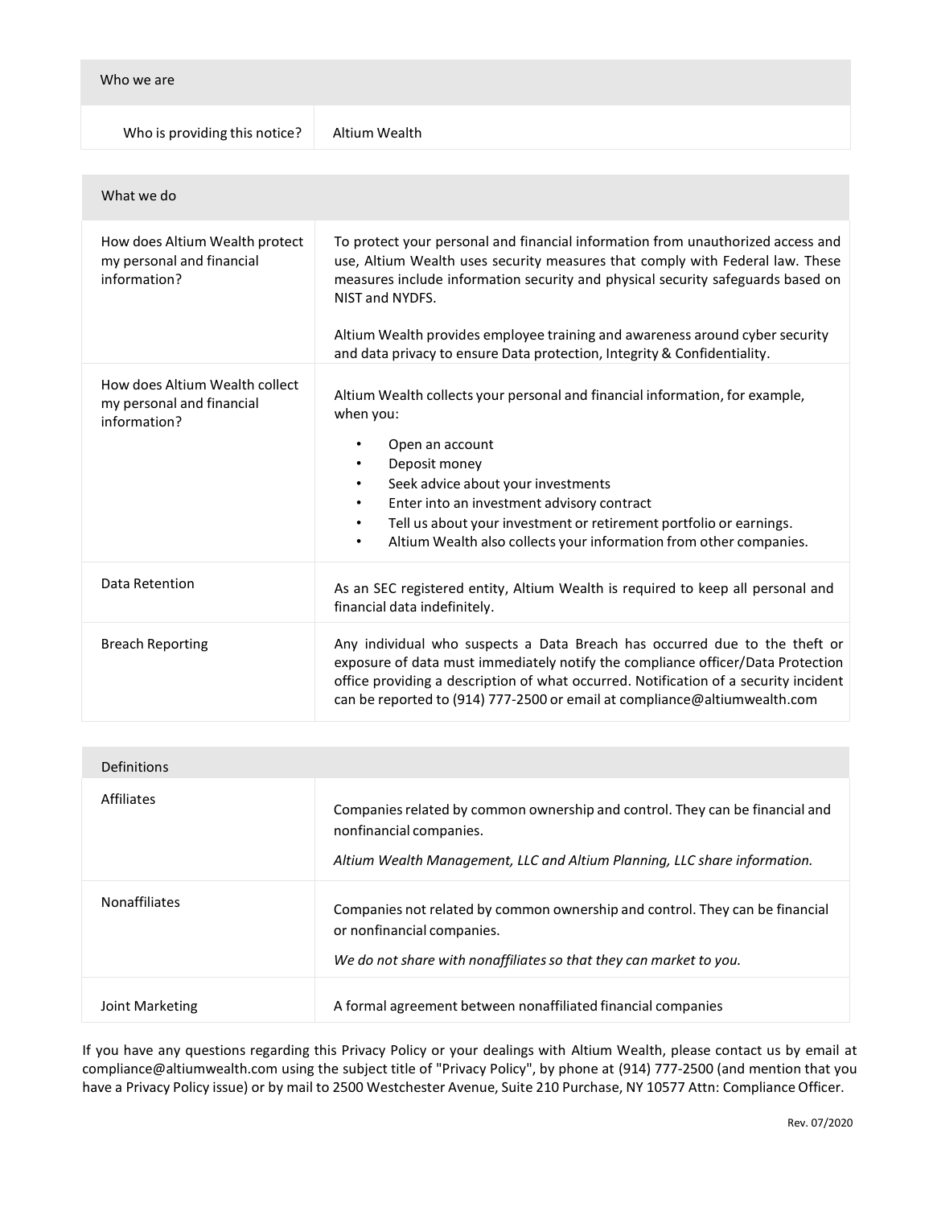| Who we are | |
|---|---|
| Who is providing this notice? | Altium Wealth |

| What we do | |
|---|---|
| How does Altium Wealth protect my personal and financial information? | To protect your personal and financial information from unauthorized access and use, Altium Wealth uses security measures that comply with Federal law. These measures include information security and physical security safeguards based on NIST and NYDFS.<br><br>Altium Wealth provides employee training and awareness around cyber security and data privacy to ensure Data protection, Integrity & Confidentiality. |
| How does Altium Wealth collect my personal and financial information? | Altium Wealth collects your personal and financial information, for example, when you:<br>• Open an account<br>• Deposit money<br>• Seek advice about your investments<br>• Enter into an investment advisory contract<br>• Tell us about your investment or retirement portfolio or earnings.<br>• Altium Wealth also collects your information from other companies. |
| Data Retention | As an SEC registered entity, Altium Wealth is required to keep all personal and financial data indefinitely. |
| Breach Reporting | Any individual who suspects a Data Breach has occurred due to the theft or exposure of data must immediately notify the compliance officer/Data Protection office providing a description of what occurred. Notification of a security incident can be reported to (914) 777-2500 or email at compliance@altiumwealth.com |

| Definitions | |
|---|---|
| Affiliates | Companies related by common ownership and control. They can be financial and nonfinancial companies.<br><br>*Altium Wealth Management, LLC and Altium Planning, LLC share information.* |
| Nonaffiliates | Companies not related by common ownership and control. They can be financial or nonfinancial companies.<br><br>*We do not share with nonaffiliates so that they can market to you.* |
| Joint Marketing | A formal agreement between nonaffiliated financial companies |

If you have any questions regarding this Privacy Policy or your dealings with Altium Wealth, please contact us by email at compliance@altiumwealth.com using the subject title of "Privacy Policy", by phone at (914) 777-2500 (and mention that you have a Privacy Policy issue) or by mail to 2500 Westchester Avenue, Suite 210 Purchase, NY 10577 Attn: Compliance Officer.

Rev. 07/2020